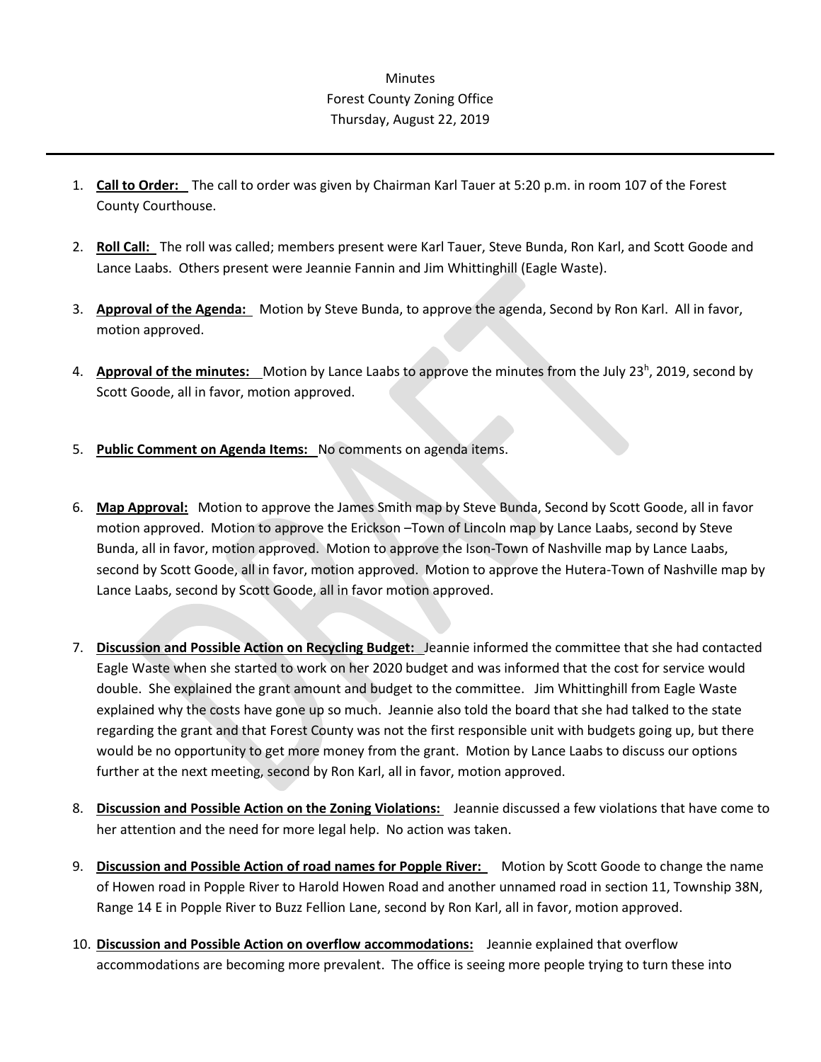Minutes

Forest County Zoning Office

Thursday, August 22, 2019

---

1. **Call to Order:** The call to order was given by Chairman Karl Tauer at 5:20 p.m. in room 107 of the Forest County Courthouse.

2. **Roll Call:** The roll was called; members present were Karl Tauer, Steve Bunda, Ron Karl, and Scott Goode and Lance Laabs. Others present were Jeannie Fannin and Jim Whittinghill (Eagle Waste).

3. **Approval of the Agenda:** Motion by Steve Bunda, to approve the agenda, Second by Ron Karl. All in favor, motion approved.

4. **Approval of the minutes:** Motion by Lance Laabs to approve the minutes from the July 23h, 2019, second by Scott Goode, all in favor, motion approved.

5. **Public Comment on Agenda Items:** No comments on agenda items.

6. **Map Approval:** Motion to approve the James Smith map by Steve Bunda, Second by Scott Goode, all in favor motion approved. Motion to approve the Erickson –Town of Lincoln map by Lance Laabs, second by Steve Bunda, all in favor, motion approved. Motion to approve the Ison-Town of Nashville map by Lance Laabs, second by Scott Goode, all in favor, motion approved. Motion to approve the Hutera-Town of Nashville map by Lance Laabs, second by Scott Goode, all in favor motion approved.

7. **Discussion and Possible Action on Recycling Budget:** Jeannie informed the committee that she had contacted Eagle Waste when she started to work on her 2020 budget and was informed that the cost for service would double. She explained the grant amount and budget to the committee. Jim Whittinghill from Eagle Waste explained why the costs have gone up so much. Jeannie also told the board that she had talked to the state regarding the grant and that Forest County was not the first responsible unit with budgets going up, but there would be no opportunity to get more money from the grant. Motion by Lance Laabs to discuss our options further at the next meeting, second by Ron Karl, all in favor, motion approved.

8. **Discussion and Possible Action on the Zoning Violations:** Jeannie discussed a few violations that have come to her attention and the need for more legal help. No action was taken.

9. **Discussion and Possible Action of road names for Popple River:** Motion by Scott Goode to change the name of Howen road in Popple River to Harold Howen Road and another unnamed road in section 11, Township 38N, Range 14 E in Popple River to Buzz Fellion Lane, second by Ron Karl, all in favor, motion approved.

10. **Discussion and Possible Action on overflow accommodations:** Jeannie explained that overflow accommodations are becoming more prevalent. The office is seeing more people trying to turn these into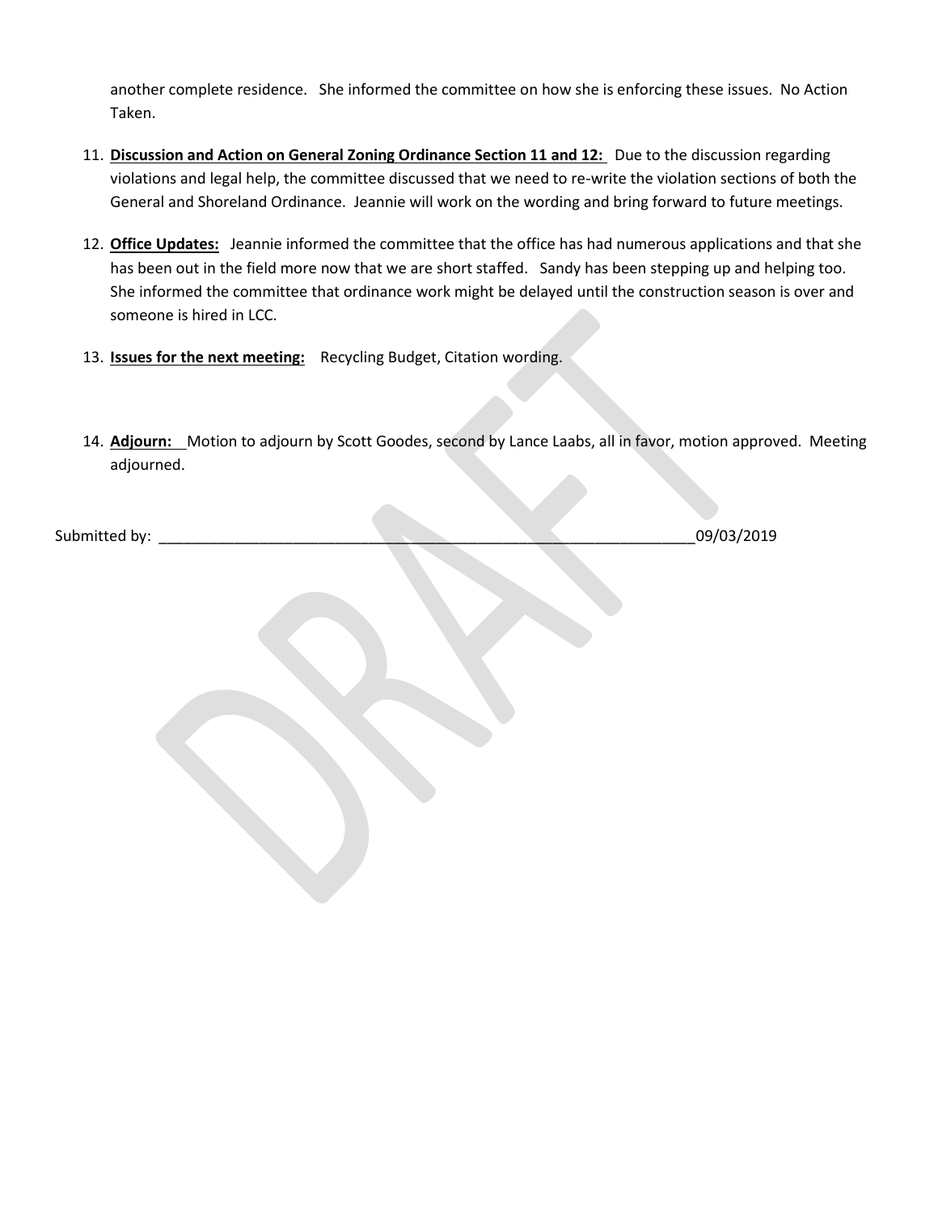another complete residence. She informed the committee on how she is enforcing these issues. No Action Taken.

11. **Discussion and Action on General Zoning Ordinance Section 11 and 12:** Due to the discussion regarding violations and legal help, the committee discussed that we need to re-write the violation sections of both the General and Shoreland Ordinance. Jeannie will work on the wording and bring forward to future meetings.

12. **Office Updates:** Jeannie informed the committee that the office has had numerous applications and that she has been out in the field more now that we are short staffed. Sandy has been stepping up and helping too. She informed the committee that ordinance work might be delayed until the construction season is over and someone is hired in LCC.

13. **Issues for the next meeting:** Recycling Budget, Citation wording.

14. **Adjourn:** Motion to adjourn by Scott Goodes, second by Lance Laabs, all in favor, motion approved. Meeting adjourned.

Submitted by: ________________________________________________________________09/03/2019

DRAFT